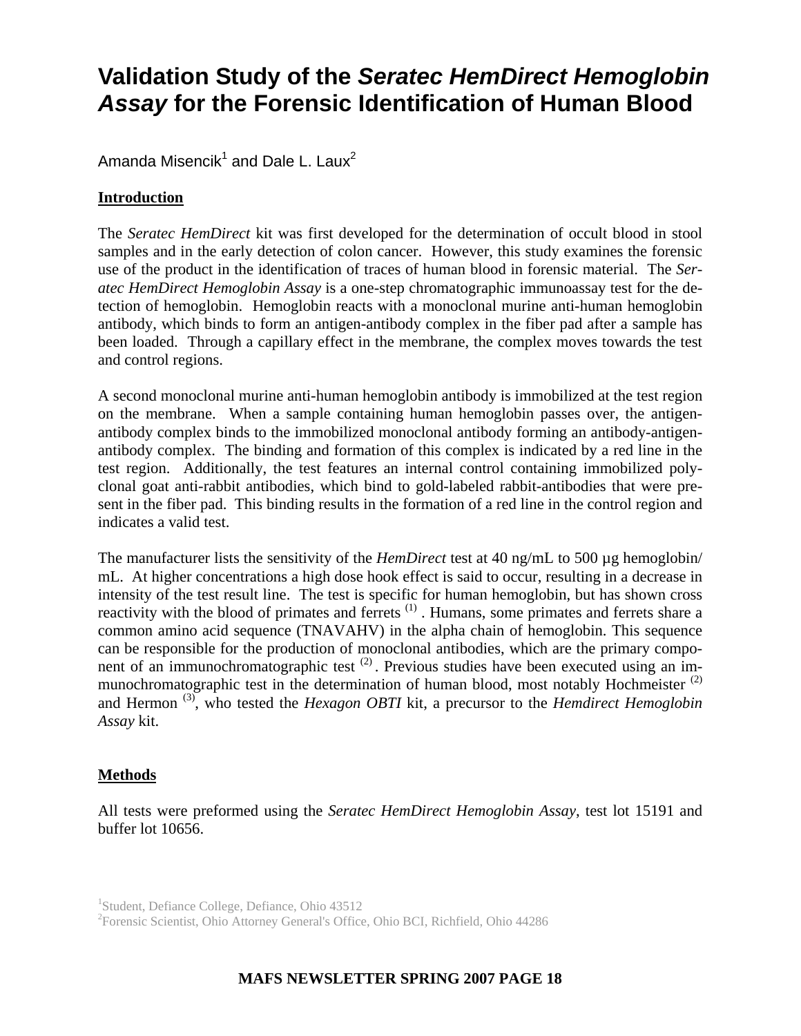# Validation Study of the *Seratec HemDirect Hemoglobin Assay* for the Forensic Identification of Human Blood

Amanda Misencik[1] and Dale L. Laux[2]

## Introduction

The *Seratec HemDirect* kit was first developed for the determination of occult blood in stool samples and in the early detection of colon cancer. However, this study examines the forensic use of the product in the identification of traces of human blood in forensic material. The *Seratec HemDirect Hemoglobin Assay* is a one-step chromatographic immunoassay test for the detection of hemoglobin. Hemoglobin reacts with a monoclonal murine anti-human hemoglobin antibody, which binds to form an antigen-antibody complex in the fiber pad after a sample has been loaded. Through a capillary effect in the membrane, the complex moves towards the test and control regions.

A second monoclonal murine anti-human hemoglobin antibody is immobilized at the test region on the membrane. When a sample containing human hemoglobin passes over, the antigen-antibody complex binds to the immobilized monoclonal antibody forming an antibody-antigen-antibody complex. The binding and formation of this complex is indicated by a red line in the test region. Additionally, the test features an internal control containing immobilized polyclonal goat anti-rabbit antibodies, which bind to gold-labeled rabbit-antibodies that were present in the fiber pad. This binding results in the formation of a red line in the control region and indicates a valid test.

The manufacturer lists the sensitivity of the *HemDirect* test at 40 ng/mL to 500 µg hemoglobin/mL. At higher concentrations a high dose hook effect is said to occur, resulting in a decrease in intensity of the test result line. The test is specific for human hemoglobin, but has shown cross reactivity with the blood of primates and ferrets [(1)]. Humans, some primates and ferrets share a common amino acid sequence (TNAVAHV) in the alpha chain of hemoglobin. This sequence can be responsible for the production of monoclonal antibodies, which are the primary component of an immunochromatographic test [(2)]. Previous studies have been executed using an immunochromatographic test in the determination of human blood, most notably Hochmeister [(2)] and Hermon [(3)], who tested the *Hexagon OBTI* kit, a precursor to the *Hemdirect Hemoglobin Assay* kit.

## Methods

All tests were preformed using the *Seratec HemDirect Hemoglobin Assay*, test lot 15191 and buffer lot 10656.

[1]Student, Defiance College, Defiance, Ohio 43512
[2]Forensic Scientist, Ohio Attorney General's Office, Ohio BCI, Richfield, Ohio 44286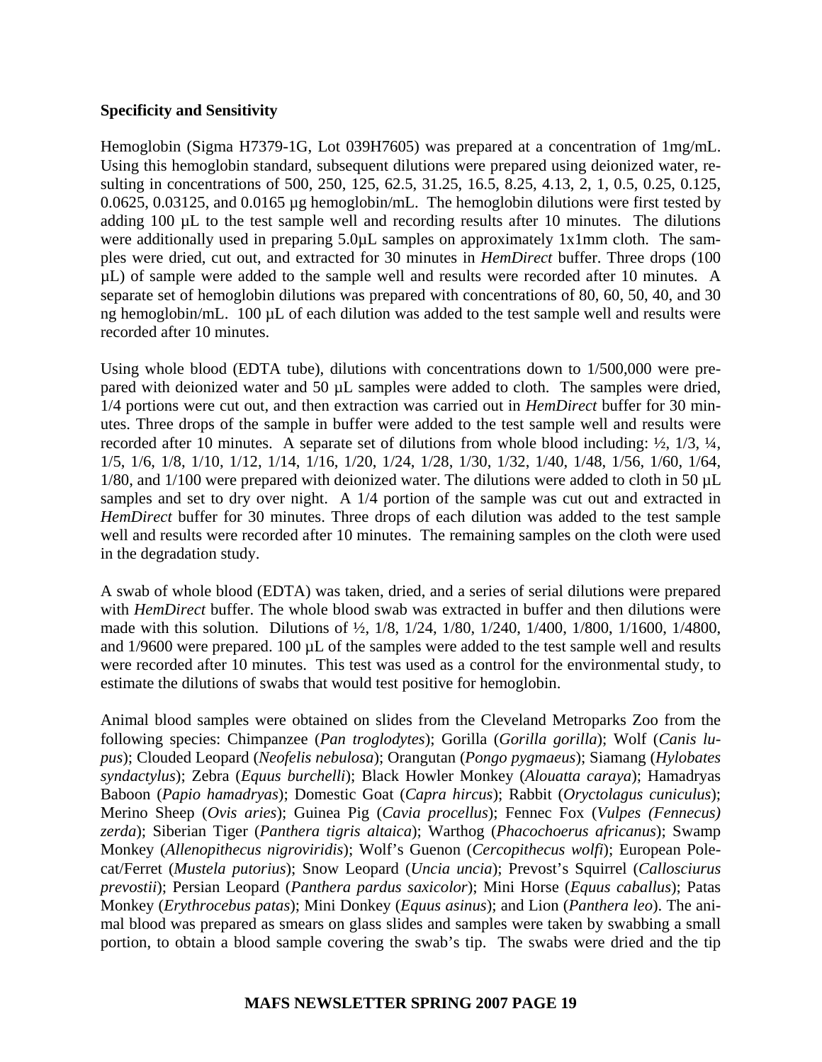**Specificity and Sensitivity**

Hemoglobin (Sigma H7379-1G, Lot 039H7605) was prepared at a concentration of 1mg/mL. Using this hemoglobin standard, subsequent dilutions were prepared using deionized water, resulting in concentrations of 500, 250, 125, 62.5, 31.25, 16.5, 8.25, 4.13, 2, 1, 0.5, 0.25, 0.125, 0.0625, 0.03125, and 0.0165 µg hemoglobin/mL. The hemoglobin dilutions were first tested by adding 100 µL to the test sample well and recording results after 10 minutes. The dilutions were additionally used in preparing 5.0µL samples on approximately 1x1mm cloth. The samples were dried, cut out, and extracted for 30 minutes in *HemDirect* buffer. Three drops (100 µL) of sample were added to the sample well and results were recorded after 10 minutes. A separate set of hemoglobin dilutions was prepared with concentrations of 80, 60, 50, 40, and 30 ng hemoglobin/mL. 100 µL of each dilution was added to the test sample well and results were recorded after 10 minutes.

Using whole blood (EDTA tube), dilutions with concentrations down to 1/500,000 were prepared with deionized water and 50 µL samples were added to cloth. The samples were dried, 1/4 portions were cut out, and then extraction was carried out in *HemDirect* buffer for 30 minutes. Three drops of the sample in buffer were added to the test sample well and results were recorded after 10 minutes. A separate set of dilutions from whole blood including: ½, 1/3, ¼, 1/5, 1/6, 1/8, 1/10, 1/12, 1/14, 1/16, 1/20, 1/24, 1/28, 1/30, 1/32, 1/40, 1/48, 1/56, 1/60, 1/64, 1/80, and 1/100 were prepared with deionized water. The dilutions were added to cloth in 50 µL samples and set to dry over night. A 1/4 portion of the sample was cut out and extracted in *HemDirect* buffer for 30 minutes. Three drops of each dilution was added to the test sample well and results were recorded after 10 minutes. The remaining samples on the cloth were used in the degradation study.

A swab of whole blood (EDTA) was taken, dried, and a series of serial dilutions were prepared with *HemDirect* buffer. The whole blood swab was extracted in buffer and then dilutions were made with this solution. Dilutions of ½, 1/8, 1/24, 1/80, 1/240, 1/400, 1/800, 1/1600, 1/4800, and 1/9600 were prepared. 100 µL of the samples were added to the test sample well and results were recorded after 10 minutes. This test was used as a control for the environmental study, to estimate the dilutions of swabs that would test positive for hemoglobin.

Animal blood samples were obtained on slides from the Cleveland Metroparks Zoo from the following species: Chimpanzee (*Pan troglodytes*); Gorilla (*Gorilla gorilla*); Wolf (*Canis lupus*); Clouded Leopard (*Neofelis nebulosa*); Orangutan (*Pongo pygmaeus*); Siamang (*Hylobates syndactylus*); Zebra (*Equus burchelli*); Black Howler Monkey (*Alouatta caraya*); Hamadryas Baboon (*Papio hamadryas*); Domestic Goat (*Capra hircus*); Rabbit (*Oryctolagus cuniculus*); Merino Sheep (*Ovis aries*); Guinea Pig (*Cavia procellus*); Fennec Fox (*Vulpes (Fennecus) zerda*); Siberian Tiger (*Panthera tigris altaica*); Warthog (*Phacochoerus africanus*); Swamp Monkey (*Allenopithecus nigroviridis*); Wolf's Guenon (*Cercopithecus wolfi*); European Polecat/Ferret (*Mustela putorius*); Snow Leopard (*Uncia uncia*); Prevost's Squirrel (*Callosciurus prevostii*); Persian Leopard (*Panthera pardus saxicolor*); Mini Horse (*Equus caballus*); Patas Monkey (*Erythrocebus patas*); Mini Donkey (*Equus asinus*); and Lion (*Panthera leo*). The animal blood was prepared as smears on glass slides and samples were taken by swabbing a small portion, to obtain a blood sample covering the swab's tip. The swabs were dried and the tip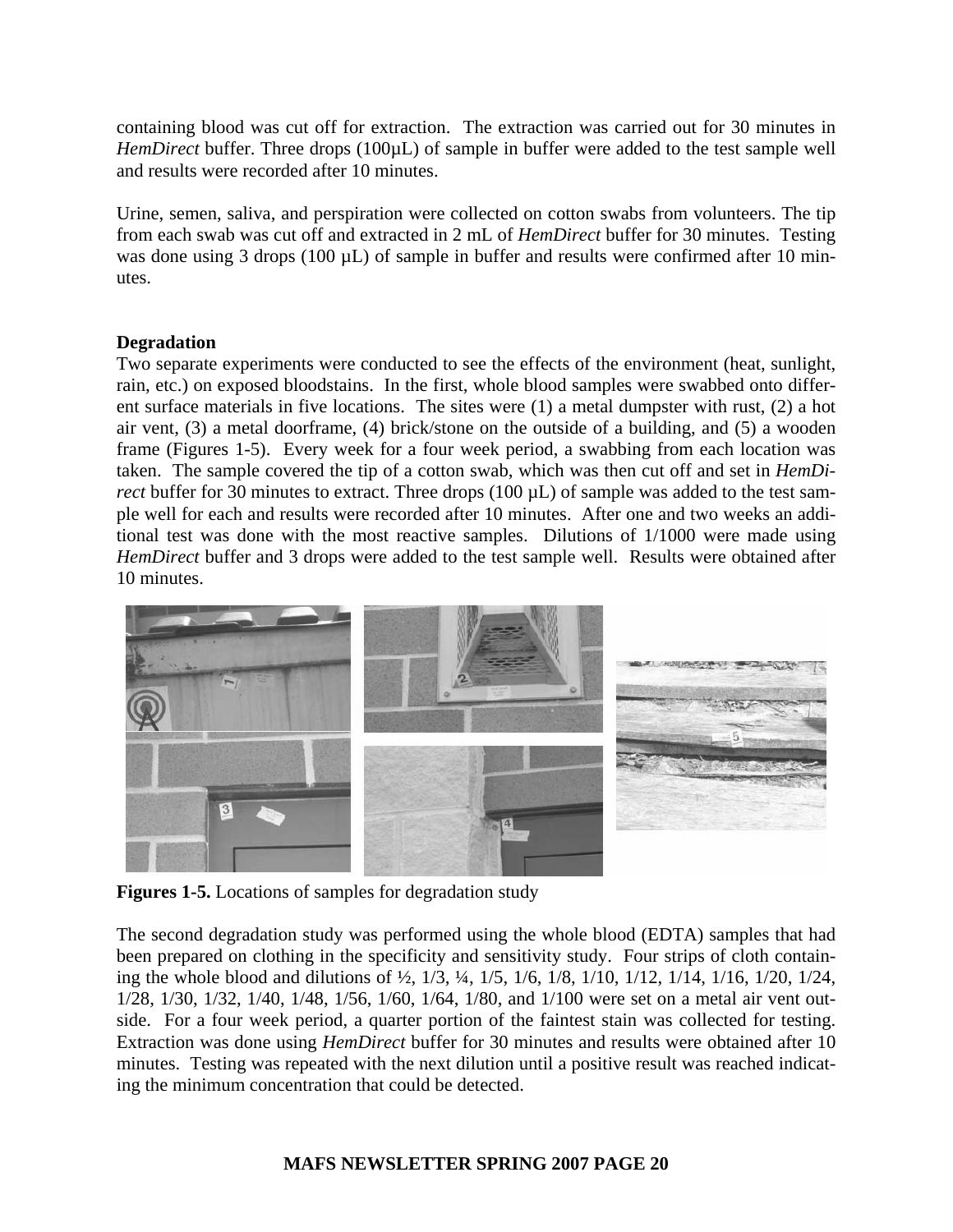containing blood was cut off for extraction. The extraction was carried out for 30 minutes in *HemDirect* buffer. Three drops (100µL) of sample in buffer were added to the test sample well and results were recorded after 10 minutes.

Urine, semen, saliva, and perspiration were collected on cotton swabs from volunteers. The tip from each swab was cut off and extracted in 2 mL of *HemDirect* buffer for 30 minutes. Testing was done using 3 drops (100 µL) of sample in buffer and results were confirmed after 10 minutes.

**Degradation**

Two separate experiments were conducted to see the effects of the environment (heat, sunlight, rain, etc.) on exposed bloodstains. In the first, whole blood samples were swabbed onto different surface materials in five locations. The sites were (1) a metal dumpster with rust, (2) a hot air vent, (3) a metal doorframe, (4) brick/stone on the outside of a building, and (5) a wooden frame (Figures 1-5). Every week for a four week period, a swabbing from each location was taken. The sample covered the tip of a cotton swab, which was then cut off and set in *HemDirect* buffer for 30 minutes to extract. Three drops (100 µL) of sample was added to the test sample well for each and results were recorded after 10 minutes. After one and two weeks an additional test was done with the most reactive samples. Dilutions of 1/1000 were made using *HemDirect* buffer and 3 drops were added to the test sample well. Results were obtained after 10 minutes.

**Figures 1-5.** Locations of samples for degradation study

The second degradation study was performed using the whole blood (EDTA) samples that had been prepared on clothing in the specificity and sensitivity study. Four strips of cloth containing the whole blood and dilutions of ½, 1/3, ¼, 1/5, 1/6, 1/8, 1/10, 1/12, 1/14, 1/16, 1/20, 1/24, 1/28, 1/30, 1/32, 1/40, 1/48, 1/56, 1/60, 1/64, 1/80, and 1/100 were set on a metal air vent outside. For a four week period, a quarter portion of the faintest stain was collected for testing. Extraction was done using *HemDirect* buffer for 30 minutes and results were obtained after 10 minutes. Testing was repeated with the next dilution until a positive result was reached indicating the minimum concentration that could be detected.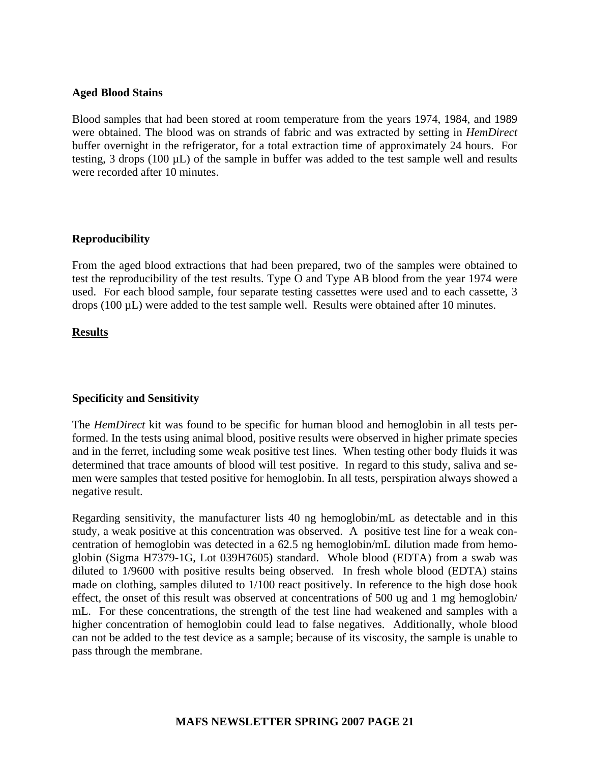### Aged Blood Stains

Blood samples that had been stored at room temperature from the years 1974, 1984, and 1989 were obtained. The blood was on strands of fabric and was extracted by setting in *HemDirect* buffer overnight in the refrigerator, for a total extraction time of approximately 24 hours. For testing, 3 drops (100 µL) of the sample in buffer was added to the test sample well and results were recorded after 10 minutes.

### Reproducibility

From the aged blood extractions that had been prepared, two of the samples were obtained to test the reproducibility of the test results. Type O and Type AB blood from the year 1974 were used. For each blood sample, four separate testing cassettes were used and to each cassette, 3 drops (100 µL) were added to the test sample well. Results were obtained after 10 minutes.

## Results

### Specificity and Sensitivity

The *HemDirect* kit was found to be specific for human blood and hemoglobin in all tests performed. In the tests using animal blood, positive results were observed in higher primate species and in the ferret, including some weak positive test lines. When testing other body fluids it was determined that trace amounts of blood will test positive. In regard to this study, saliva and semen were samples that tested positive for hemoglobin. In all tests, perspiration always showed a negative result.

Regarding sensitivity, the manufacturer lists 40 ng hemoglobin/mL as detectable and in this study, a weak positive at this concentration was observed. A positive test line for a weak concentration of hemoglobin was detected in a 62.5 ng hemoglobin/mL dilution made from hemoglobin (Sigma H7379-1G, Lot 039H7605) standard. Whole blood (EDTA) from a swab was diluted to 1/9600 with positive results being observed. In fresh whole blood (EDTA) stains made on clothing, samples diluted to 1/100 react positively. In reference to the high dose hook effect, the onset of this result was observed at concentrations of 500 ug and 1 mg hemoglobin/mL. For these concentrations, the strength of the test line had weakened and samples with a higher concentration of hemoglobin could lead to false negatives. Additionally, whole blood can not be added to the test device as a sample; because of its viscosity, the sample is unable to pass through the membrane.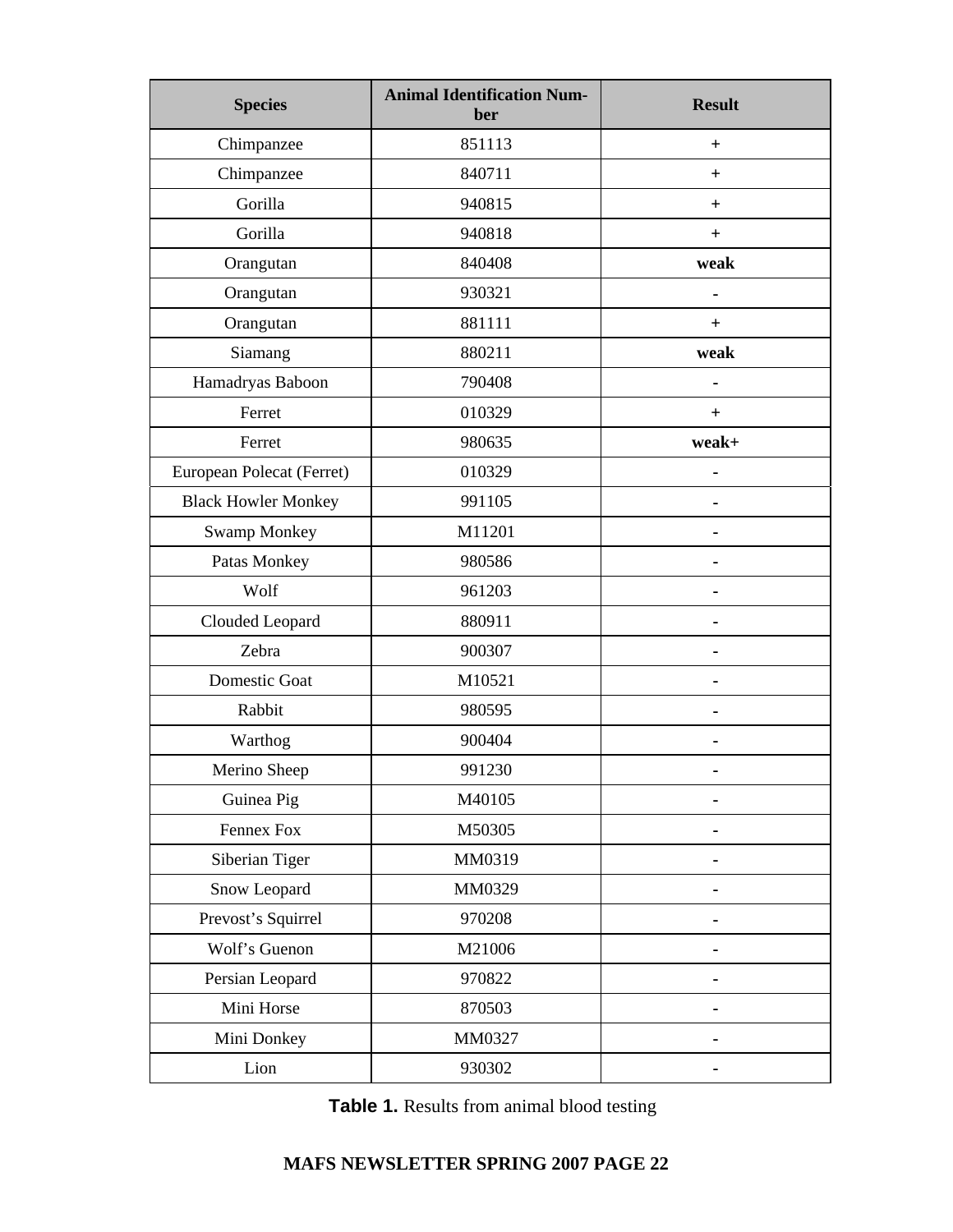| Species | Animal Identification Number | Result |
|---|---|---|
| Chimpanzee | 851113 | + |
| Chimpanzee | 840711 | + |
| Gorilla | 940815 | + |
| Gorilla | 940818 | + |
| Orangutan | 840408 | **weak** |
| Orangutan | 930321 | - |
| Orangutan | 881111 | + |
| Siamang | 880211 | **weak** |
| Hamadryas Baboon | 790408 | - |
| Ferret | 010329 | + |
| Ferret | 980635 | **weak+** |
| European Polecat (Ferret) | 010329 | - |
| Black Howler Monkey | 991105 | - |
| Swamp Monkey | M11201 | - |
| Patas Monkey | 980586 | - |
| Wolf | 961203 | - |
| Clouded Leopard | 880911 | - |
| Zebra | 900307 | - |
| Domestic Goat | M10521 | - |
| Rabbit | 980595 | - |
| Warthog | 900404 | - |
| Merino Sheep | 991230 | - |
| Guinea Pig | M40105 | - |
| Fennex Fox | M50305 | - |
| Siberian Tiger | MM0319 | - |
| Snow Leopard | MM0329 | - |
| Prevost's Squirrel | 970208 | - |
| Wolf's Guenon | M21006 | - |
| Persian Leopard | 970822 | - |
| Mini Horse | 870503 | - |
| Mini Donkey | MM0327 | - |
| Lion | 930302 | - |

**Table 1.** Results from animal blood testing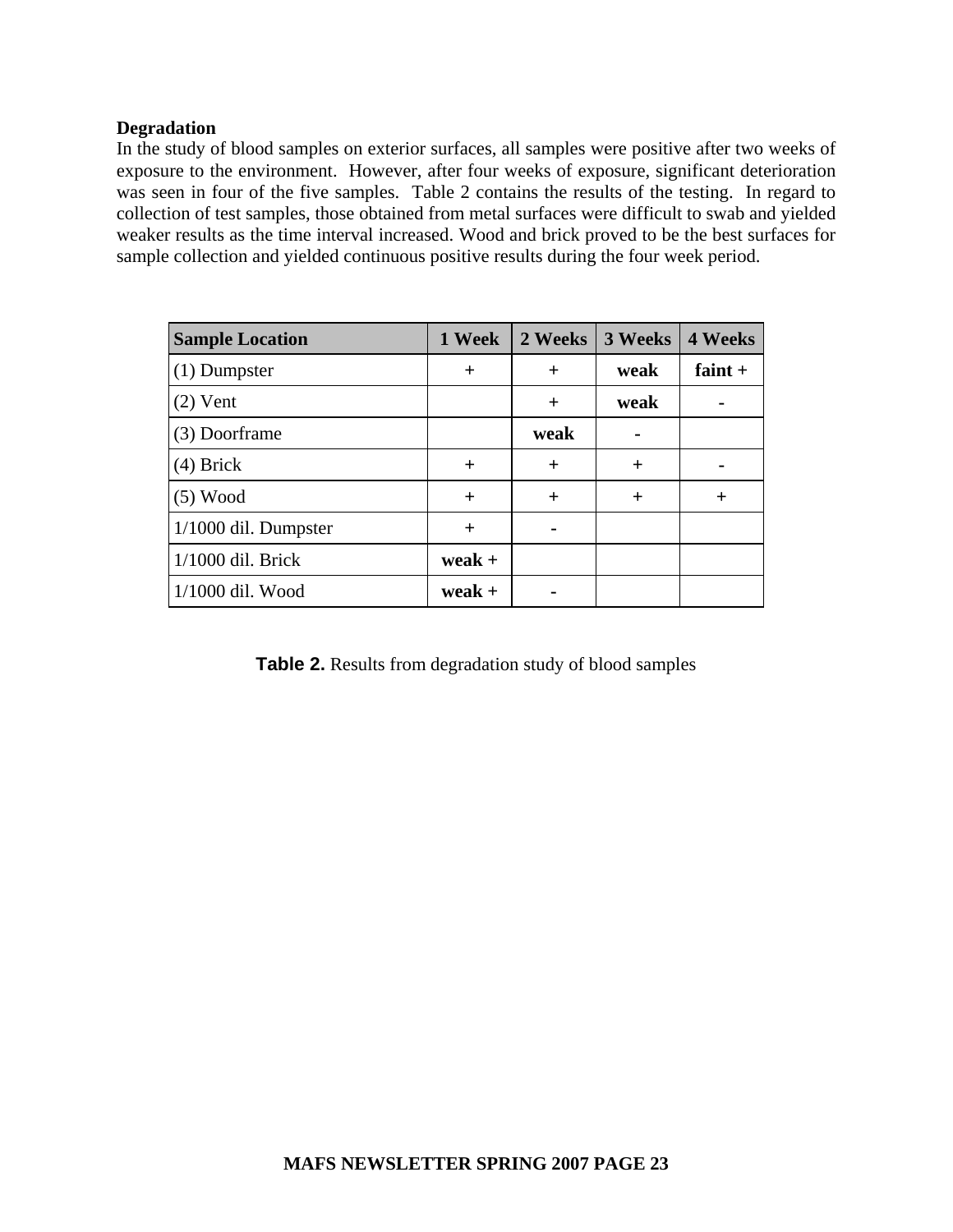**Degradation**

In the study of blood samples on exterior surfaces, all samples were positive after two weeks of exposure to the environment. However, after four weeks of exposure, significant deterioration was seen in four of the five samples. Table 2 contains the results of the testing. In regard to collection of test samples, those obtained from metal surfaces were difficult to swab and yielded weaker results as the time interval increased. Wood and brick proved to be the best surfaces for sample collection and yielded continuous positive results during the four week period.

| Sample Location | 1 Week | 2 Weeks | 3 Weeks | 4 Weeks |
|---|---|---|---|---|
| (1) Dumpster | + | + | **weak** | **faint** + |
| (2) Vent | | + | **weak** | - |
| (3) Doorframe | | **weak** | - | |
| (4) Brick | + | + | + | - |
| (5) Wood | + | + | + | + |
| 1/1000 dil. Dumpster | + | - | | |
| 1/1000 dil. Brick | **weak** + | | | |
| 1/1000 dil. Wood | **weak** + | - | | |

**Table 2.** Results from degradation study of blood samples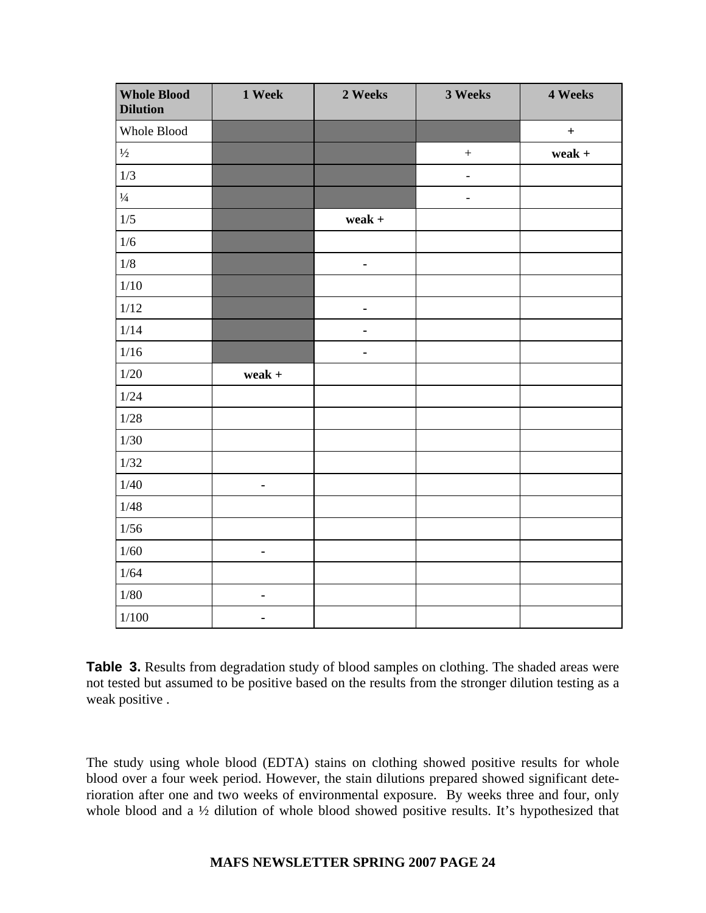| Whole Blood Dilution | 1 Week | 2 Weeks | 3 Weeks | 4 Weeks |
|---|---|---|---|---|
| Whole Blood | | | | + |
| ½ | | | + | weak + |
| 1/3 | | | - | |
| ¼ | | | - | |
| 1/5 | | weak + | | |
| 1/6 | | | | |
| 1/8 | | - | | |
| 1/10 | | | | |
| 1/12 | | - | | |
| 1/14 | | - | | |
| 1/16 | | - | | |
| 1/20 | weak + | | | |
| 1/24 | | | | |
| 1/28 | | | | |
| 1/30 | | | | |
| 1/32 | | | | |
| 1/40 | - | | | |
| 1/48 | | | | |
| 1/56 | | | | |
| 1/60 | - | | | |
| 1/64 | | | | |
| 1/80 | - | | | |
| 1/100 | - | | | |

**Table 3.** Results from degradation study of blood samples on clothing. The shaded areas were not tested but assumed to be positive based on the results from the stronger dilution testing as a weak positive .

The study using whole blood (EDTA) stains on clothing showed positive results for whole blood over a four week period. However, the stain dilutions prepared showed significant deterioration after one and two weeks of environmental exposure. By weeks three and four, only whole blood and a ½ dilution of whole blood showed positive results. It's hypothesized that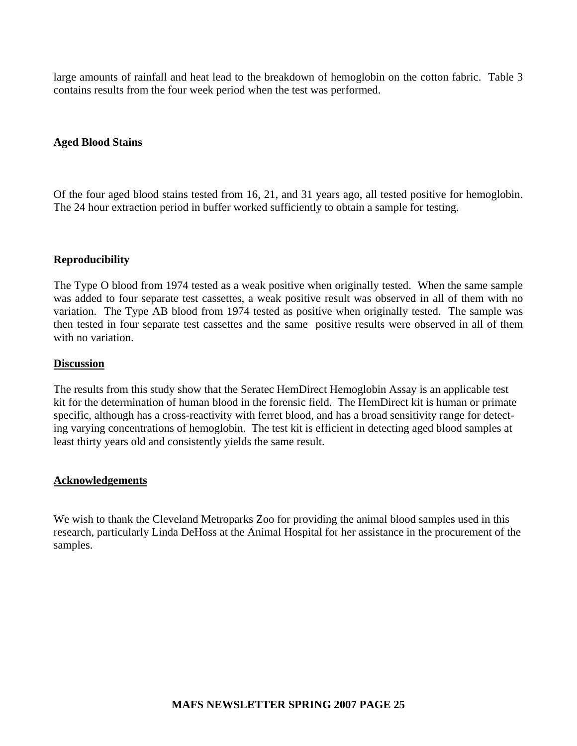large amounts of rainfall and heat lead to the breakdown of hemoglobin on the cotton fabric. Table 3 contains results from the four week period when the test was performed.

**Aged Blood Stains**

Of the four aged blood stains tested from 16, 21, and 31 years ago, all tested positive for hemoglobin. The 24 hour extraction period in buffer worked sufficiently to obtain a sample for testing.

**Reproducibility**

The Type O blood from 1974 tested as a weak positive when originally tested. When the same sample was added to four separate test cassettes, a weak positive result was observed in all of them with no variation. The Type AB blood from 1974 tested as positive when originally tested. The sample was then tested in four separate test cassettes and the same positive results were observed in all of them with no variation.

## Discussion

The results from this study show that the Seratec HemDirect Hemoglobin Assay is an applicable test kit for the determination of human blood in the forensic field. The HemDirect kit is human or primate specific, although has a cross-reactivity with ferret blood, and has a broad sensitivity range for detecting varying concentrations of hemoglobin. The test kit is efficient in detecting aged blood samples at least thirty years old and consistently yields the same result.

## Acknowledgements

We wish to thank the Cleveland Metroparks Zoo for providing the animal blood samples used in this research, particularly Linda DeHoss at the Animal Hospital for her assistance in the procurement of the samples.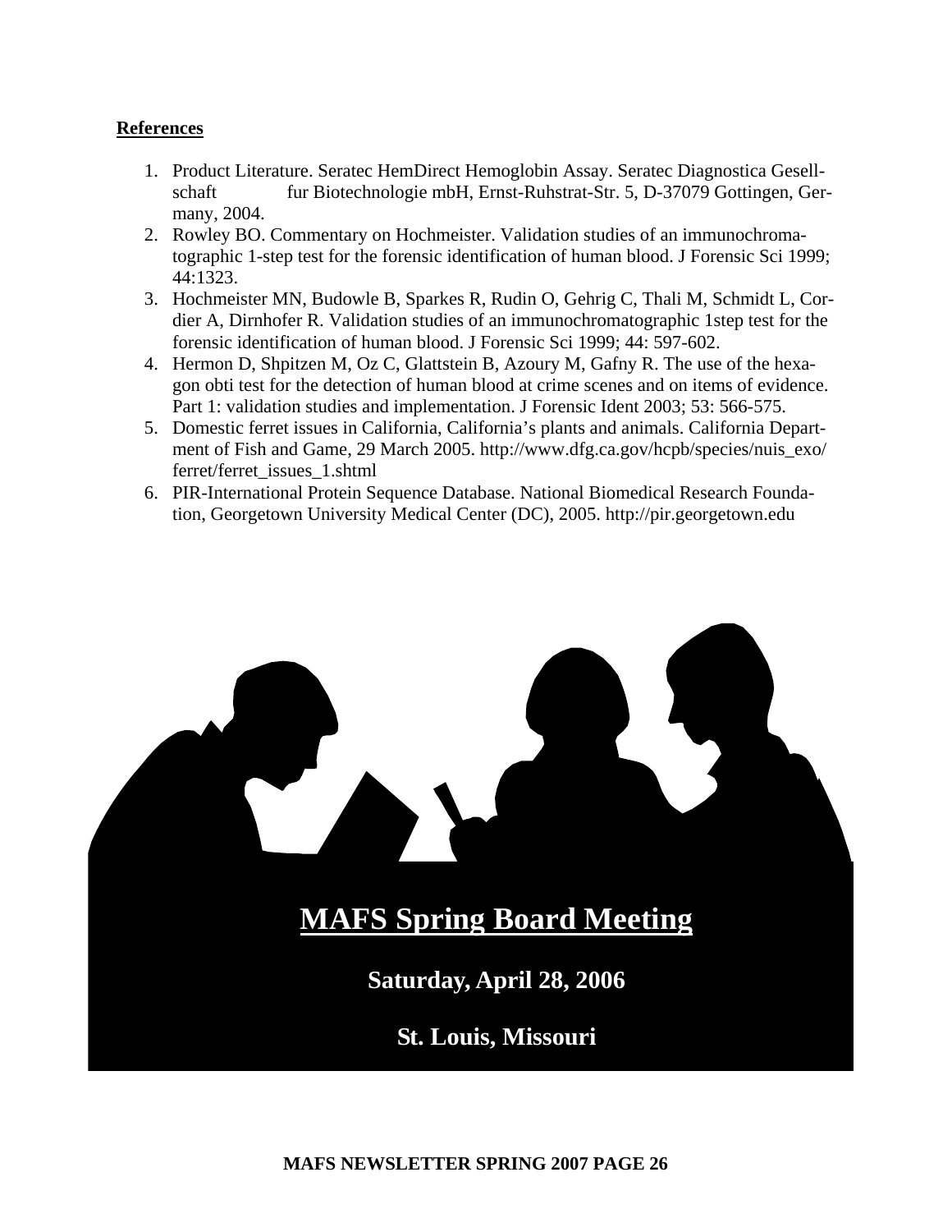**References**

1. Product Literature. Seratec HemDirect Hemoglobin Assay. Seratec Diagnostica Gesellschaft fur Biotechnologie mbH, Ernst-Ruhstrat-Str. 5, D-37079 Gottingen, Germany, 2004.
2. Rowley BO. Commentary on Hochmeister. Validation studies of an immunochromatographic 1-step test for the forensic identification of human blood. J Forensic Sci 1999; 44:1323.
3. Hochmeister MN, Budowle B, Sparkes R, Rudin O, Gehrig C, Thali M, Schmidt L, Cordier A, Dirnhofer R. Validation studies of an immunochromatographic 1step test for the forensic identification of human blood. J Forensic Sci 1999; 44: 597-602.
4. Hermon D, Shpitzen M, Oz C, Glattstein B, Azoury M, Gafny R. The use of the hexagon obti test for the detection of human blood at crime scenes and on items of evidence. Part 1: validation studies and implementation. J Forensic Ident 2003; 53: 566-575.
5. Domestic ferret issues in California, California's plants and animals. California Department of Fish and Game, 29 March 2005. http://www.dfg.ca.gov/hcpb/species/nuis_exo/ferret/ferret_issues_1.shtml
6. PIR-International Protein Sequence Database. National Biomedical Research Foundation, Georgetown University Medical Center (DC), 2005. http://pir.georgetown.edu

## MAFS Spring Board Meeting

**Saturday, April 28, 2006**

**St. Louis, Missouri**